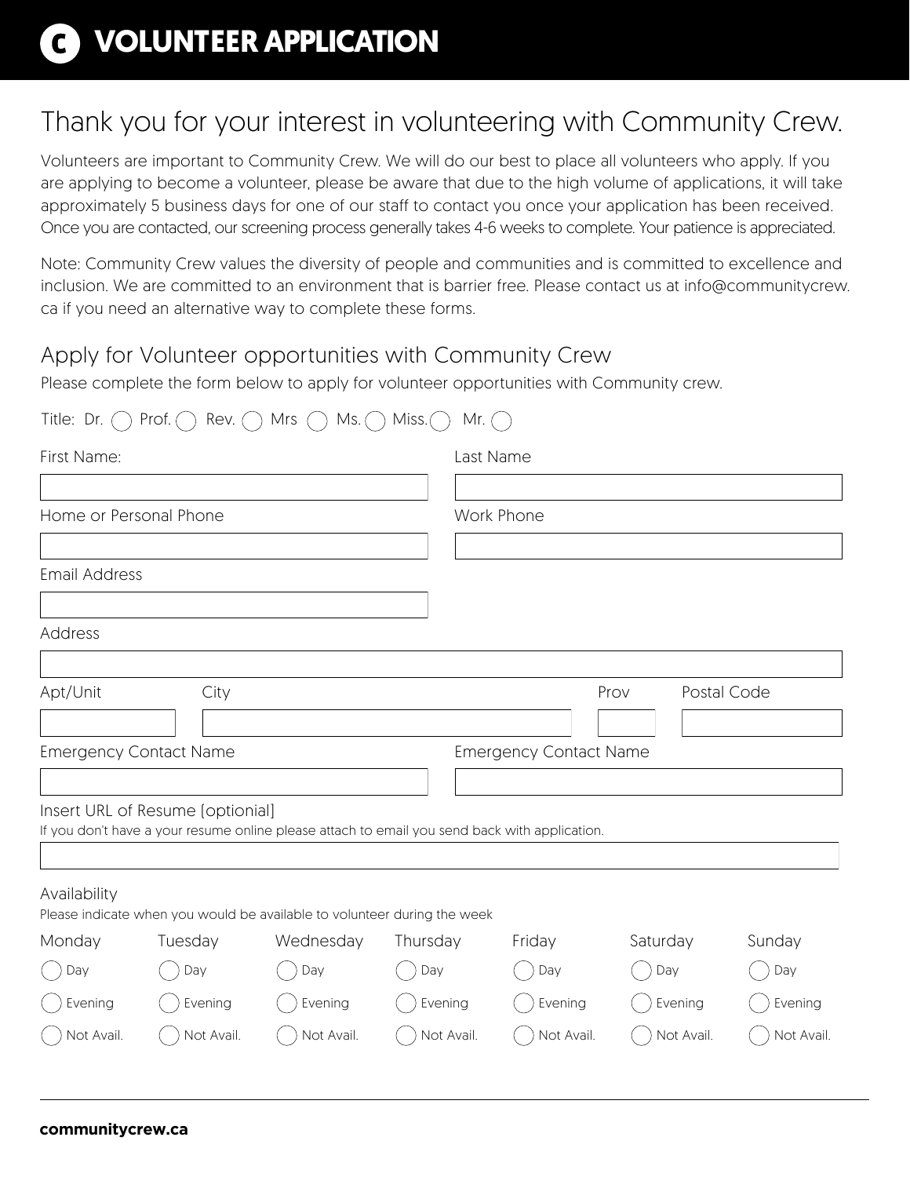# VOLUNTEER APPLICATION

## Thank you for your interest in volunteering with Community Crew.

Volunteers are important to Community Crew. We will do our best to place all volunteers who apply. If you are applying to become a volunteer, please be aware that due to the high volume of applications, it will take approximately 5 business days for one of our staff to contact you once your application has been received. Once you are contacted, our screening process generally takes 4-6 weeks to complete. Your patience is appreciated.

Note: Community Crew values the diversity of people and communities and is committed to excellence and inclusion. We are committed to an environment that is barrier free. Please contact us at info@communitycrew.ca if you need an alternative way to complete these forms.

### Apply for Volunteer opportunities with Community Crew

Please complete the form below to apply for volunteer opportunities with Community crew.

Title: Dr. ◯ Prof. ◯ Rev. ◯ Mrs ◯ Ms. ◯ Miss. ◯ Mr. ◯

First Name: ____________________ Last Name ____________________

Home or Personal Phone ____________________ Work Phone ____________________

Email Address ____________________

Address ____________________

Apt/Unit ________ City ____________________ Prov ____ Postal Code ________

Emergency Contact Name ____________________ Emergency Contact Name ____________________

Insert URL of Resume (optional)

If you don't have a your resume online please attach to email you send back with application.

____________________

Availability

Please indicate when you would be available to volunteer during the week

| Monday | Tuesday | Wednesday | Thursday | Friday | Saturday | Sunday |
|---|---|---|---|---|---|---|
| ◯ Day | ◯ Day | ◯ Day | ◯ Day | ◯ Day | ◯ Day | ◯ Day |
| ◯ Evening | ◯ Evening | ◯ Evening | ◯ Evening | ◯ Evening | ◯ Evening | ◯ Evening |
| ◯ Not Avail. | ◯ Not Avail. | ◯ Not Avail. | ◯ Not Avail. | ◯ Not Avail. | ◯ Not Avail. | ◯ Not Avail. |

**communitycrew.ca**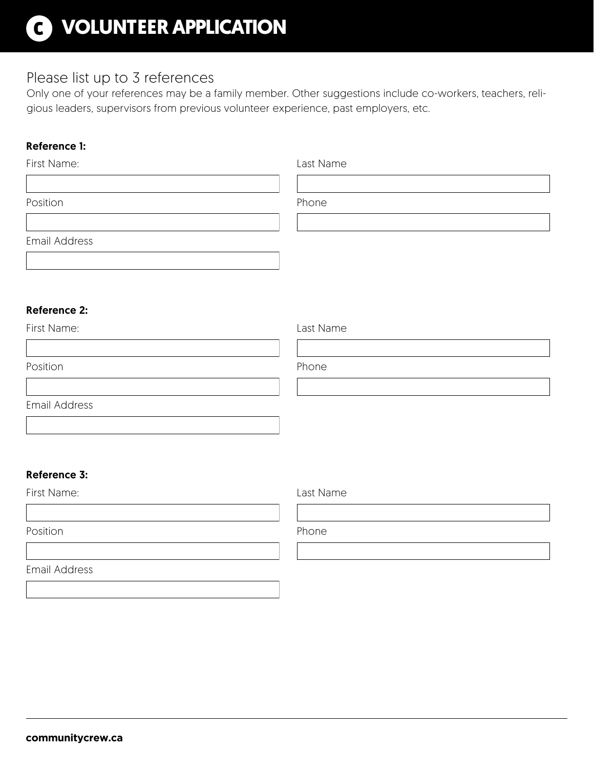# VOLUNTEER APPLICATION

## Please list up to 3 references

Only one of your references may be a family member. Other suggestions include co-workers, teachers, religious leaders, supervisors from previous volunteer experience, past employers, etc.

**Reference 1:**

First Name: ____________________

Last Name ____________________

Position ____________________

Phone ____________________

Email Address ____________________

**Reference 2:**

First Name: ____________________

Last Name ____________________

Position ____________________

Phone ____________________

Email Address ____________________

**Reference 3:**

First Name: ____________________

Last Name ____________________

Position ____________________

Phone ____________________

Email Address ____________________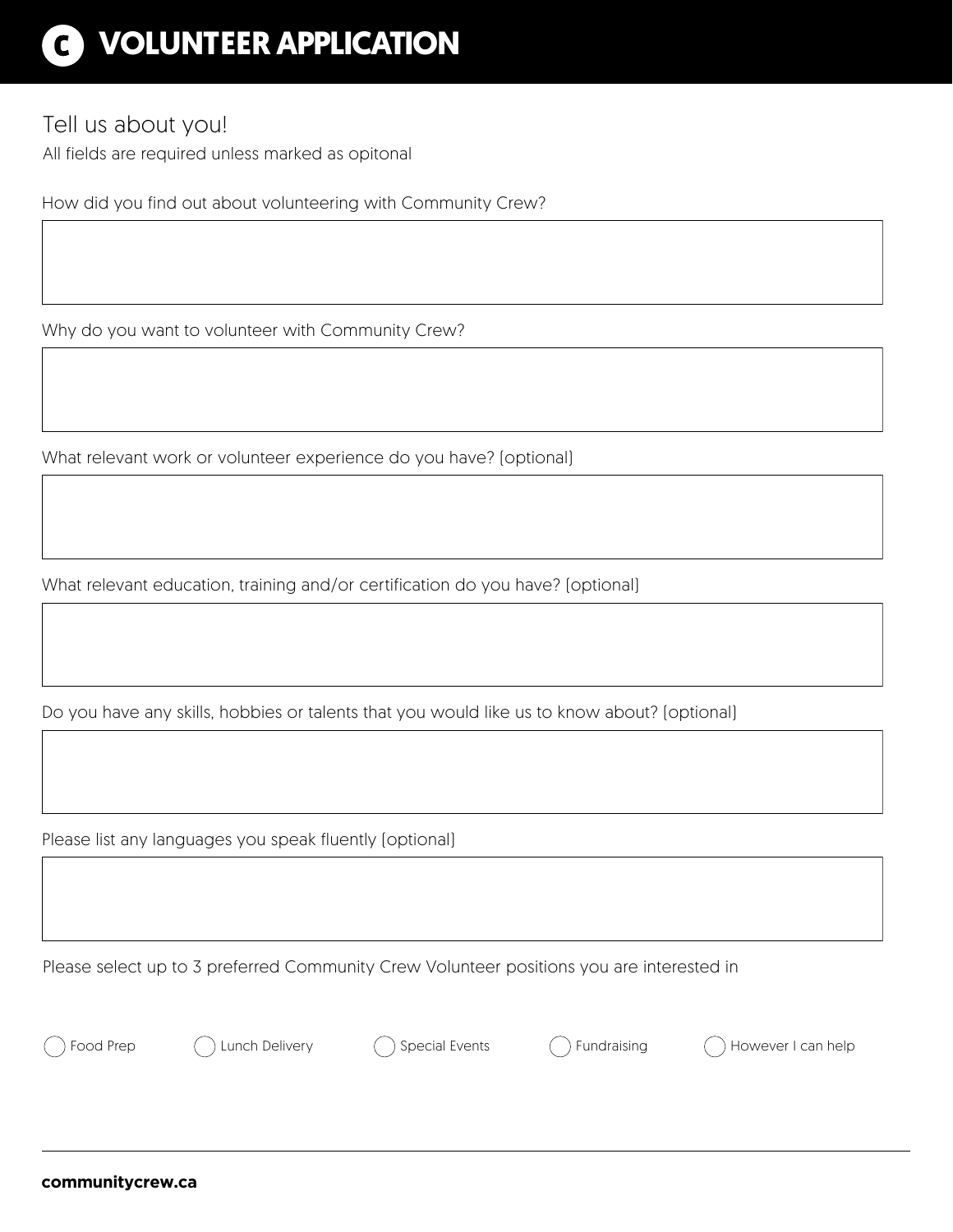# VOLUNTEER APPLICATION

## Tell us about you!

All fields are required unless marked as opitonal

How did you find out about volunteering with Community Crew?

Why do you want to volunteer with Community Crew?

What relevant work or volunteer experience do you have? (optional)

What relevant education, training and/or certification do you have? (optional)

Do you have any skills, hobbies or talents that you would like us to know about? (optional)

Please list any languages you speak fluently (optional)

Please select up to 3 preferred Community Crew Volunteer positions you are interested in

- ◯ Food Prep
- ◯ Lunch Delivery
- ◯ Special Events
- ◯ Fundraising
- ◯ However I can help

**communitycrew.ca**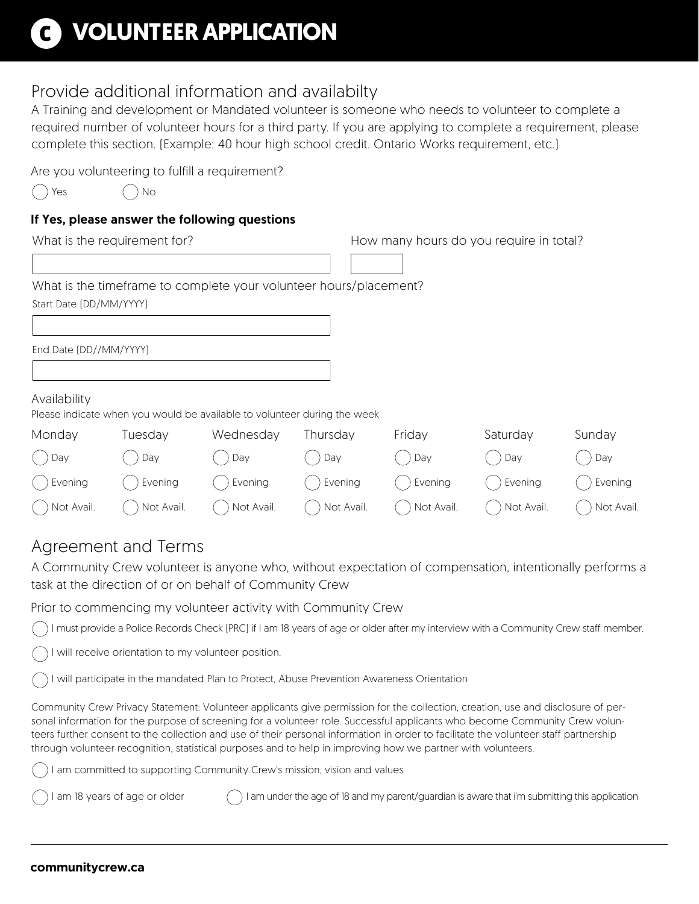# VOLUNTEER APPLICATION

## Provide additional information and availabilty

A Training and development or Mandated volunteer is someone who needs to volunteer to complete a required number of volunteer hours for a third party. If you are applying to complete a requirement, please complete this section. (Example: 40 hour high school credit. Ontario Works requirement, etc.)

Are you volunteering to fulfill a requirement?

◯ Yes ◯ No

**If Yes, please answer the following questions**

What is the requirement for?

How many hours do you require in total?

What is the timeframe to complete your volunteer hours/placement?

Start Date (DD/MM/YYYY)

End Date (DD//MM/YYYY)

Availability

Please indicate when you would be available to volunteer during the week

| Monday | Tuesday | Wednesday | Thursday | Friday | Saturday | Sunday |
|---|---|---|---|---|---|---|
| ◯ Day | ◯ Day | ◯ Day | ◯ Day | ◯ Day | ◯ Day | ◯ Day |
| ◯ Evening | ◯ Evening | ◯ Evening | ◯ Evening | ◯ Evening | ◯ Evening | ◯ Evening |
| ◯ Not Avail. | ◯ Not Avail. | ◯ Not Avail. | ◯ Not Avail. | ◯ Not Avail. | ◯ Not Avail. | ◯ Not Avail. |

## Agreement and Terms

A Community Crew volunteer is anyone who, without expectation of compensation, intentionally performs a task at the direction of or on behalf of Community Crew

Prior to commencing my volunteer activity with Community Crew

◯ I must provide a Police Records Check (PRC) if I am 18 years of age or older after my interview with a Community Crew staff member.

◯ I will receive orientation to my volunteer position.

◯ I will participate in the mandated Plan to Protect, Abuse Prevention Awareness Orientation

Community Crew Privacy Statement: Volunteer applicants give permission for the collection, creation, use and disclosure of personal information for the purpose of screening for a volunteer role. Successful applicants who become Community Crew volunteers further consent to the collection and use of their personal information in order to facilitate the volunteer staff partnership through volunteer recognition, statistical purposes and to help in improving how we partner with volunteers.

◯ I am committed to supporting Community Crew's mission, vision and values

◯ I am 18 years of age or older ◯ I am under the age of 18 and my parent/guardian is aware that i'm submitting this application

**communitycrew.ca**